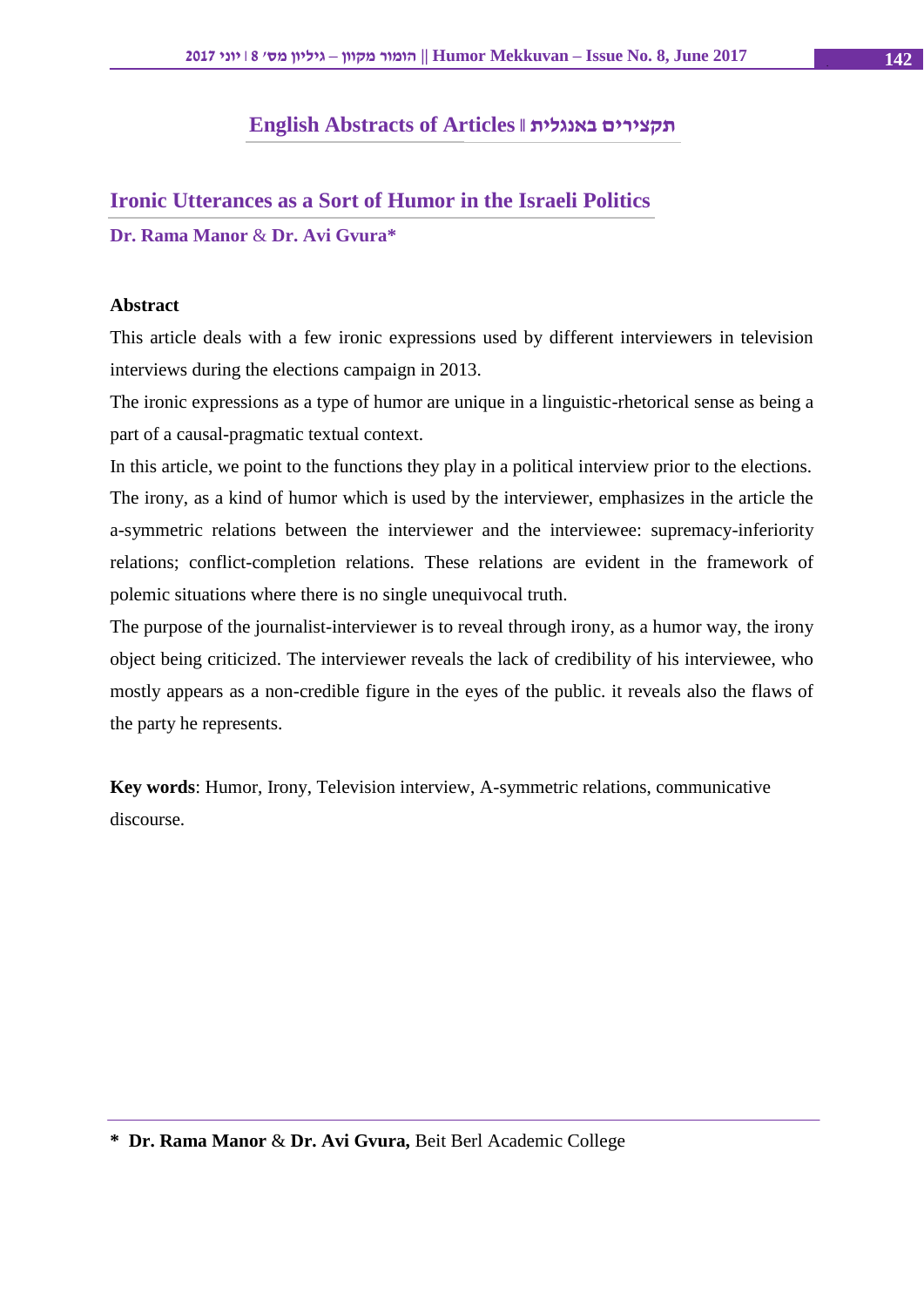# English Abstracts of Articles ‖ תקצירים באנגלית

## Ironic Utterances as a Sort of Humor in the Israeli Politics

**Dr. Rama Manor** & **Dr. Avi Gvura***

**Abstract**

This article deals with a few ironic expressions used by different interviewers in television interviews during the elections campaign in 2013.

The ironic expressions as a type of humor are unique in a linguistic-rhetorical sense as being a part of a causal-pragmatic textual context.

In this article, we point to the functions they play in a political interview prior to the elections. The irony, as a kind of humor which is used by the interviewer, emphasizes in the article the a-symmetric relations between the interviewer and the interviewee: supremacy-inferiority relations; conflict-completion relations. These relations are evident in the framework of polemic situations where there is no single unequivocal truth.

The purpose of the journalist-interviewer is to reveal through irony, as a humor way, the irony object being criticized. The interviewer reveals the lack of credibility of his interviewee, who mostly appears as a non-credible figure in the eyes of the public. it reveals also the flaws of the party he represents.

**Key words**: Humor, Irony, Television interview, A-symmetric relations, communicative discourse.

---

* **Dr. Rama Manor** & **Dr. Avi Gvura,** Beit Berl Academic College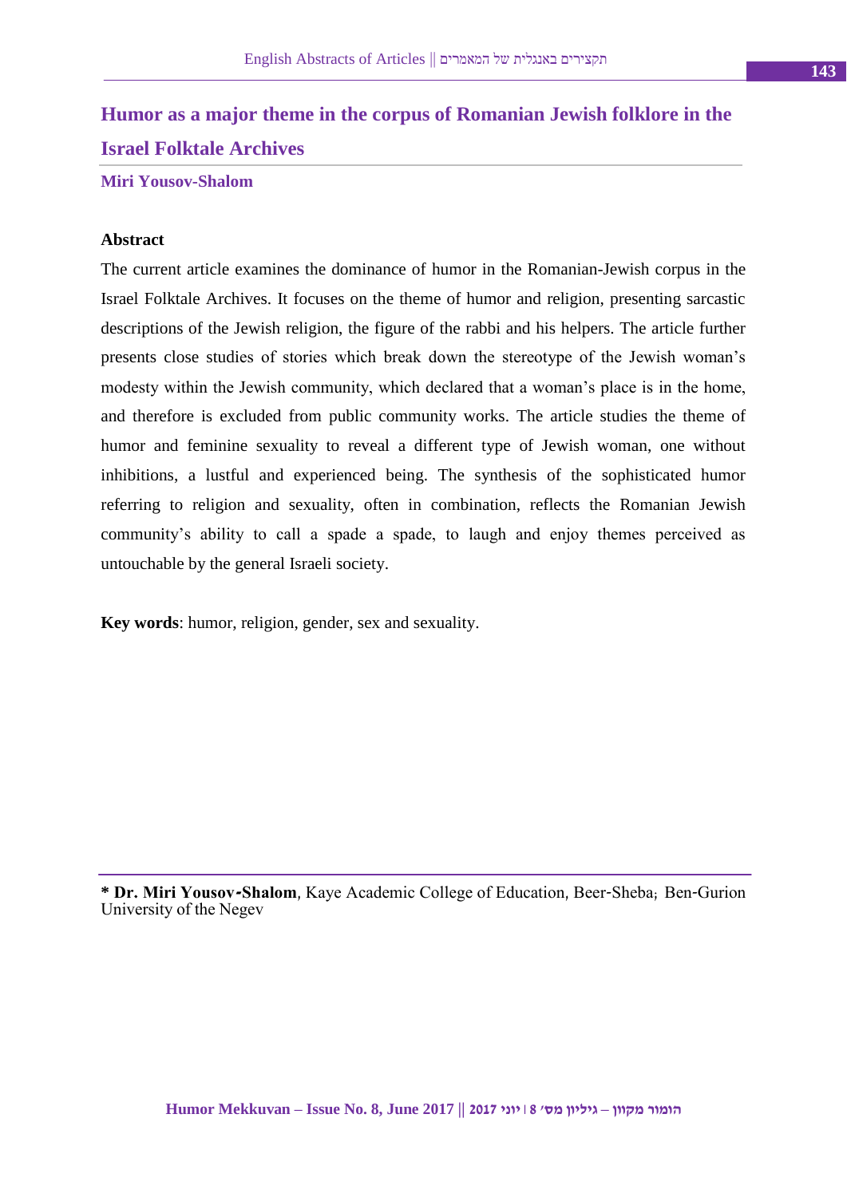# Humor as a major theme in the corpus of Romanian Jewish folklore in the Israel Folktale Archives

**Miri Yousov-Shalom**

**Abstract**

The current article examines the dominance of humor in the Romanian-Jewish corpus in the Israel Folktale Archives. It focuses on the theme of humor and religion, presenting sarcastic descriptions of the Jewish religion, the figure of the rabbi and his helpers. The article further presents close studies of stories which break down the stereotype of the Jewish woman's modesty within the Jewish community, which declared that a woman's place is in the home, and therefore is excluded from public community works. The article studies the theme of humor and feminine sexuality to reveal a different type of Jewish woman, one without inhibitions, a lustful and experienced being. The synthesis of the sophisticated humor referring to religion and sexuality, often in combination, reflects the Romanian Jewish community's ability to call a spade a spade, to laugh and enjoy themes perceived as untouchable by the general Israeli society.

**Key words**: humor, religion, gender, sex and sexuality.

---

\* **Dr. Miri Yousov-Shalom**, Kaye Academic College of Education, Beer-Sheba; Ben-Gurion University of the Negev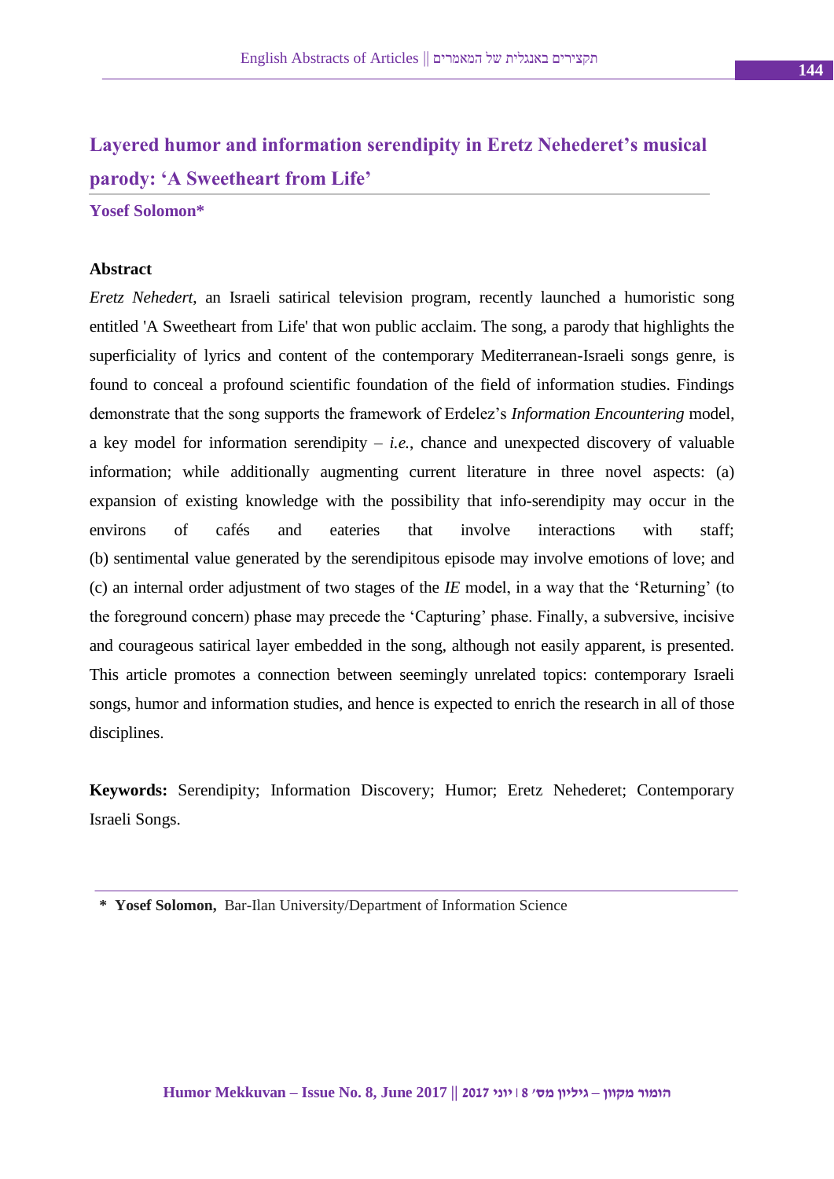# Layered humor and information serendipity in Eretz Nehederet's musical parody: 'A Sweetheart from Life'

**Yosef Solomon***

### Abstract

*Eretz Nehedert*, an Israeli satirical television program, recently launched a humoristic song entitled 'A Sweetheart from Life' that won public acclaim. The song, a parody that highlights the superficiality of lyrics and content of the contemporary Mediterranean-Israeli songs genre, is found to conceal a profound scientific foundation of the field of information studies. Findings demonstrate that the song supports the framework of Erdelez's *Information Encountering* model, a key model for information serendipity – *i.e.*, chance and unexpected discovery of valuable information; while additionally augmenting current literature in three novel aspects: (a) expansion of existing knowledge with the possibility that info-serendipity may occur in the environs of cafés and eateries that involve interactions with staff; (b) sentimental value generated by the serendipitous episode may involve emotions of love; and (c) an internal order adjustment of two stages of the *IE* model, in a way that the 'Returning' (to the foreground concern) phase may precede the 'Capturing' phase. Finally, a subversive, incisive and courageous satirical layer embedded in the song, although not easily apparent, is presented. This article promotes a connection between seemingly unrelated topics: contemporary Israeli songs, humor and information studies, and hence is expected to enrich the research in all of those disciplines.

**Keywords:** Serendipity; Information Discovery; Humor; Eretz Nehederet; Contemporary Israeli Songs.

---

\* **Yosef Solomon,** Bar-Ilan University/Department of Information Science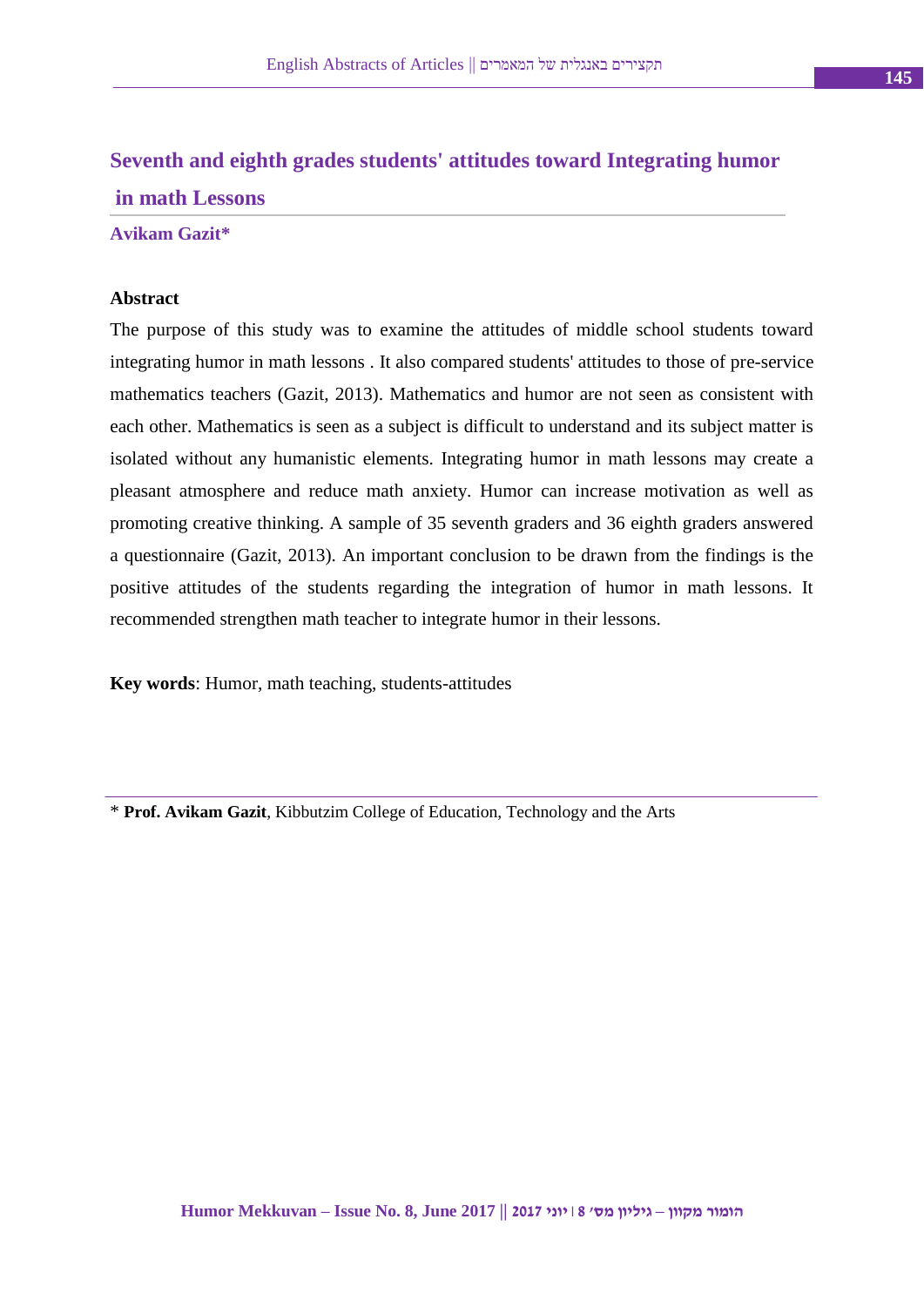# Seventh and eighth grades students' attitudes toward Integrating humor in math Lessons

**Avikam Gazit***

**Abstract**

The purpose of this study was to examine the attitudes of middle school students toward integrating humor in math lessons . It also compared students' attitudes to those of pre-service mathematics teachers (Gazit, 2013). Mathematics and humor are not seen as consistent with each other. Mathematics is seen as a subject is difficult to understand and its subject matter is isolated without any humanistic elements. Integrating humor in math lessons may create a pleasant atmosphere and reduce math anxiety. Humor can increase motivation as well as promoting creative thinking. A sample of 35 seventh graders and 36 eighth graders answered a questionnaire (Gazit, 2013). An important conclusion to be drawn from the findings is the positive attitudes of the students regarding the integration of humor in math lessons. It recommended strengthen math teacher to integrate humor in their lessons.

**Key words**: Humor, math teaching, students-attitudes

---

* **Prof. Avikam Gazit**, Kibbutzim College of Education, Technology and the Arts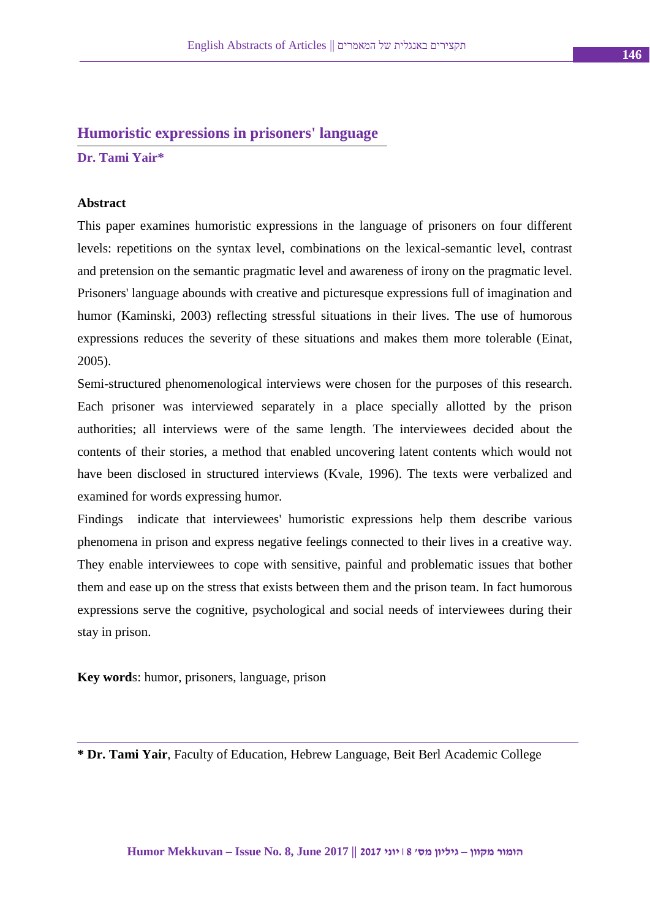## Humoristic expressions in prisoners' language

**Dr. Tami Yair***

**Abstract**

This paper examines humoristic expressions in the language of prisoners on four different levels: repetitions on the syntax level, combinations on the lexical-semantic level, contrast and pretension on the semantic pragmatic level and awareness of irony on the pragmatic level. Prisoners' language abounds with creative and picturesque expressions full of imagination and humor (Kaminski, 2003) reflecting stressful situations in their lives. The use of humorous expressions reduces the severity of these situations and makes them more tolerable (Einat, 2005).

Semi-structured phenomenological interviews were chosen for the purposes of this research. Each prisoner was interviewed separately in a place specially allotted by the prison authorities; all interviews were of the same length. The interviewees decided about the contents of their stories, a method that enabled uncovering latent contents which would not have been disclosed in structured interviews (Kvale, 1996). The texts were verbalized and examined for words expressing humor.

Findings indicate that interviewees' humoristic expressions help them describe various phenomena in prison and express negative feelings connected to their lives in a creative way. They enable interviewees to cope with sensitive, painful and problematic issues that bother them and ease up on the stress that exists between them and the prison team. In fact humorous expressions serve the cognitive, psychological and social needs of interviewees during their stay in prison.

**Key word**s: humor, prisoners, language, prison

---

* **Dr. Tami Yair**, Faculty of Education, Hebrew Language, Beit Berl Academic College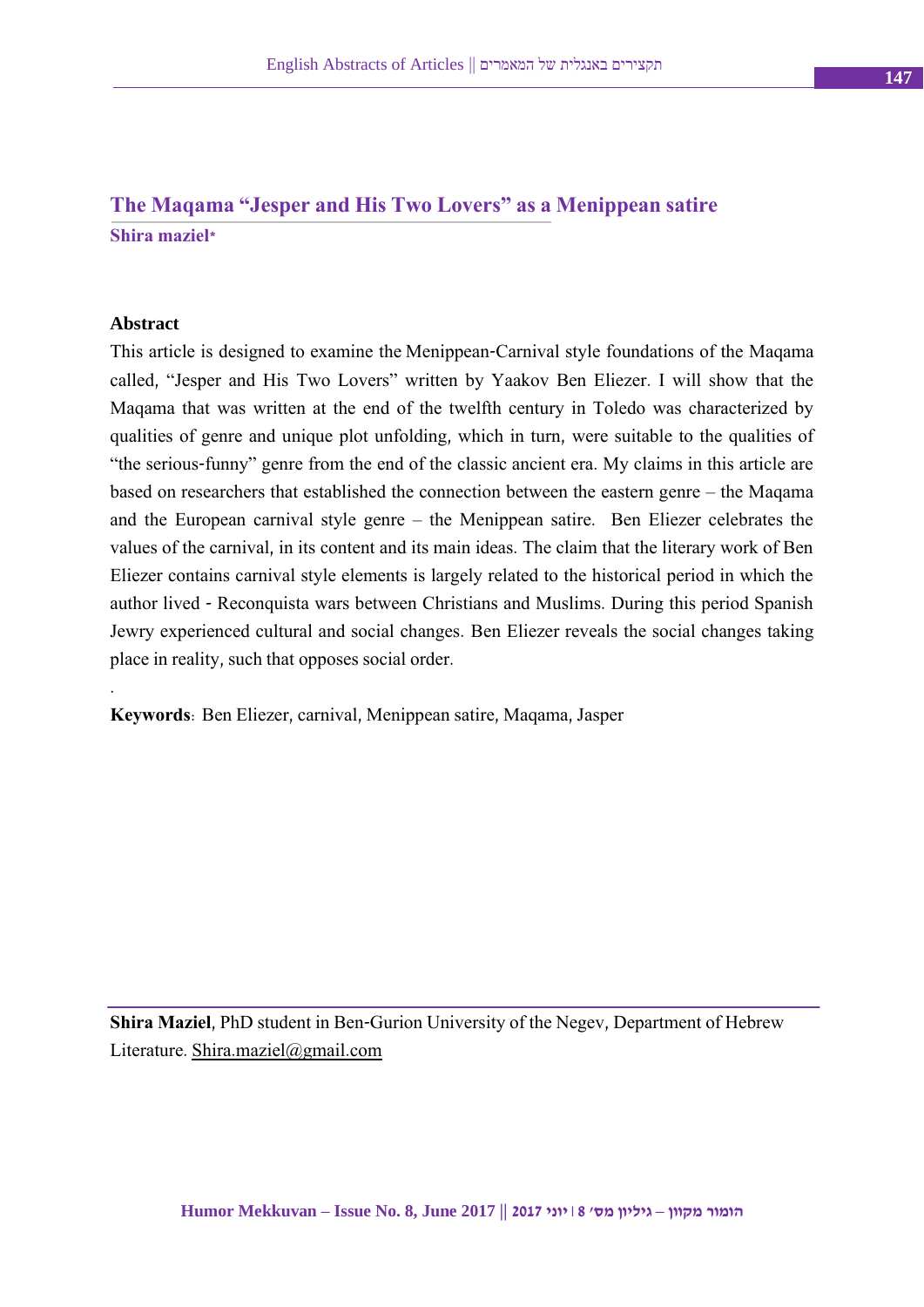## The Maqama "Jesper and His Two Lovers" as a Menippean satire

**Shira maziel***

**Abstract**

This article is designed to examine the Menippean-Carnival style foundations of the Maqama called, "Jesper and His Two Lovers" written by Yaakov Ben Eliezer. I will show that the Maqama that was written at the end of the twelfth century in Toledo was characterized by qualities of genre and unique plot unfolding, which in turn, were suitable to the qualities of "the serious-funny" genre from the end of the classic ancient era. My claims in this article are based on researchers that established the connection between the eastern genre – the Maqama and the European carnival style genre – the Menippean satire. Ben Eliezer celebrates the values of the carnival, in its content and its main ideas. The claim that the literary work of Ben Eliezer contains carnival style elements is largely related to the historical period in which the author lived - Reconquista wars between Christians and Muslims. During this period Spanish Jewry experienced cultural and social changes. Ben Eliezer reveals the social changes taking place in reality, such that opposes social order.

.

**Keywords**: Ben Eliezer, carnival, Menippean satire, Maqama, Jasper

---

**Shira Maziel**, PhD student in Ben-Gurion University of the Negev, Department of Hebrew Literature. Shira.maziel@gmail.com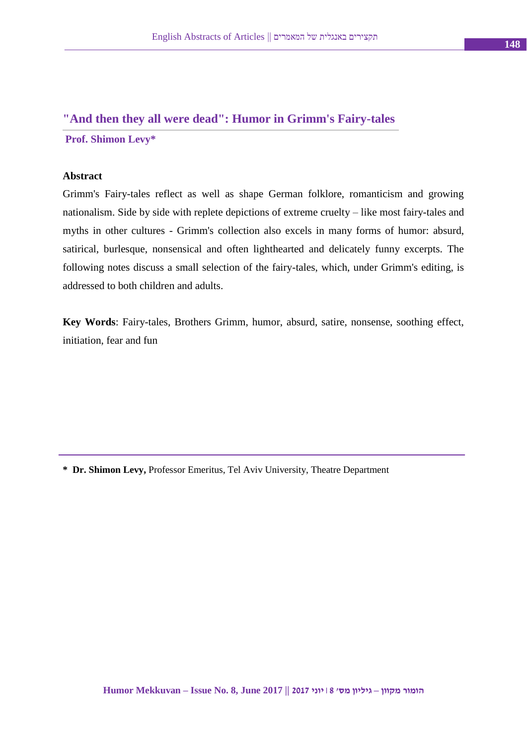## "And then they all were dead": Humor in Grimm's Fairy-tales

**Prof. Shimon Levy***

**Abstract**

Grimm's Fairy-tales reflect as well as shape German folklore, romanticism and growing nationalism. Side by side with replete depictions of extreme cruelty – like most fairy-tales and myths in other cultures - Grimm's collection also excels in many forms of humor: absurd, satirical, burlesque, nonsensical and often lighthearted and delicately funny excerpts. The following notes discuss a small selection of the fairy-tales, which, under Grimm's editing, is addressed to both children and adults.

**Key Words**: Fairy-tales, Brothers Grimm, humor, absurd, satire, nonsense, soothing effect, initiation, fear and fun

---

* **Dr. Shimon Levy,** Professor Emeritus, Tel Aviv University, Theatre Department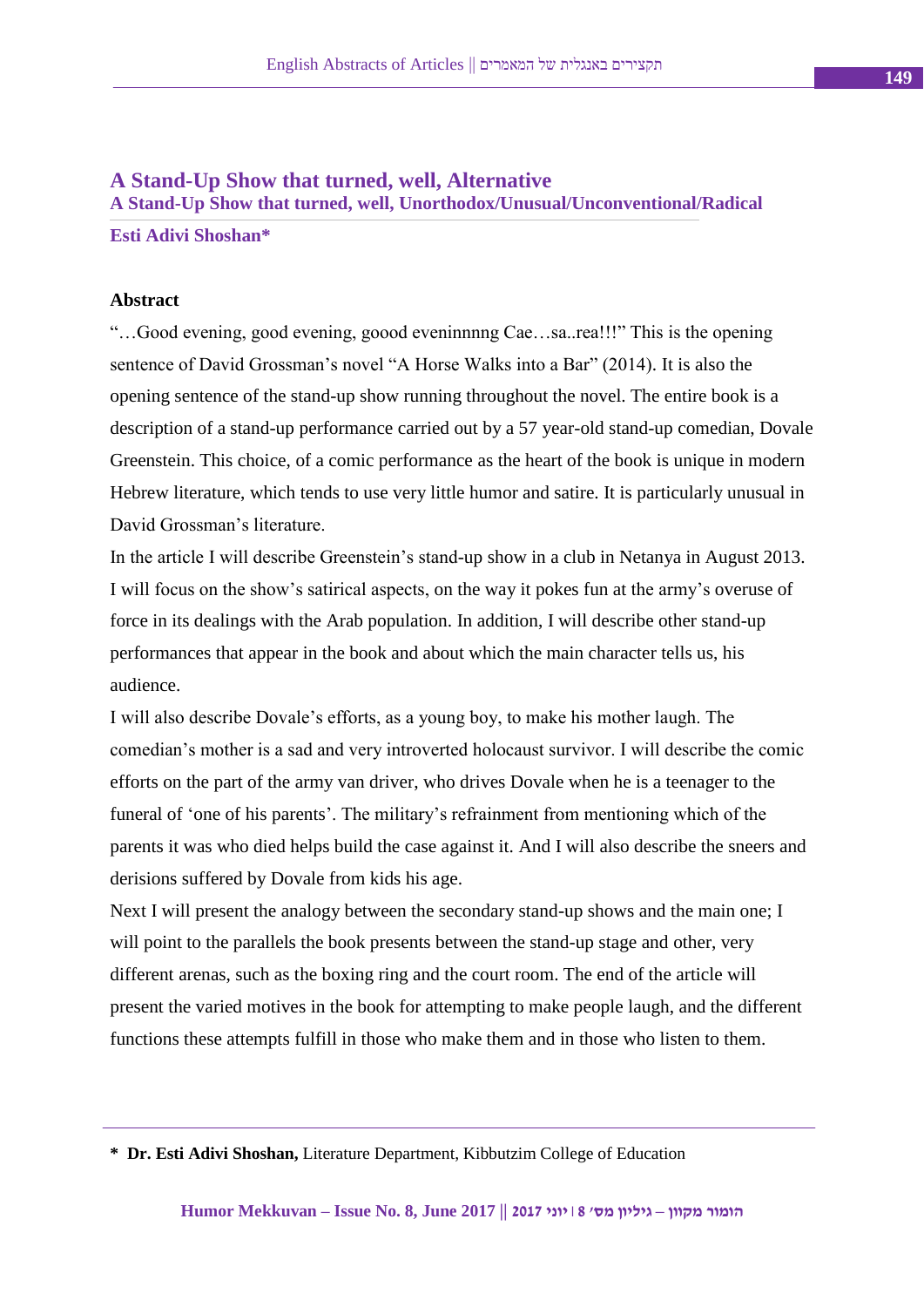## A Stand-Up Show that turned, well, Alternative

### A Stand-Up Show that turned, well, Unorthodox/Unusual/Unconventional/Radical

**Esti Adivi Shoshan***

**Abstract**

"…Good evening, good evening, goood eveninnnng Cae…sa..rea!!!" This is the opening sentence of David Grossman's novel "A Horse Walks into a Bar" (2014). It is also the opening sentence of the stand-up show running throughout the novel. The entire book is a description of a stand-up performance carried out by a 57 year-old stand-up comedian, Dovale Greenstein. This choice, of a comic performance as the heart of the book is unique in modern Hebrew literature, which tends to use very little humor and satire. It is particularly unusual in David Grossman's literature.

In the article I will describe Greenstein's stand-up show in a club in Netanya in August 2013. I will focus on the show's satirical aspects, on the way it pokes fun at the army's overuse of force in its dealings with the Arab population. In addition, I will describe other stand-up performances that appear in the book and about which the main character tells us, his audience.

I will also describe Dovale's efforts, as a young boy, to make his mother laugh. The comedian's mother is a sad and very introverted holocaust survivor. I will describe the comic efforts on the part of the army van driver, who drives Dovale when he is a teenager to the funeral of 'one of his parents'. The military's refrainment from mentioning which of the parents it was who died helps build the case against it. And I will also describe the sneers and derisions suffered by Dovale from kids his age.

Next I will present the analogy between the secondary stand-up shows and the main one; I will point to the parallels the book presents between the stand-up stage and other, very different arenas, such as the boxing ring and the court room. The end of the article will present the varied motives in the book for attempting to make people laugh, and the different functions these attempts fulfill in those who make them and in those who listen to them.

---

* **Dr. Esti Adivi Shoshan,** Literature Department, Kibbutzim College of Education